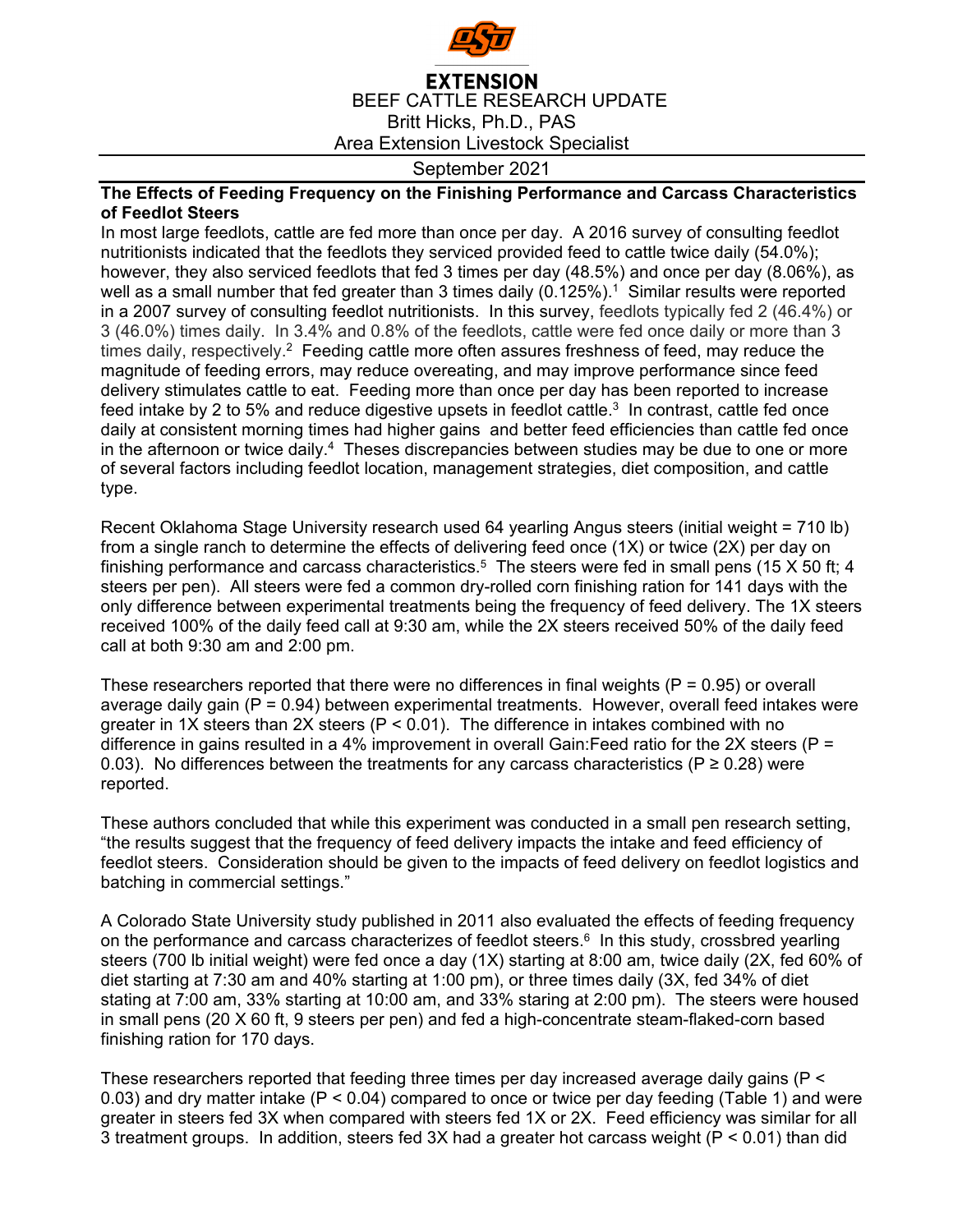**EXTENSION**

BEEF CATTLE RESEARCH UPDATE

Britt Hicks, Ph.D., PAS

Area Extension Livestock Specialist

September 2021

**The Effects of Feeding Frequency on the Finishing Performance and Carcass Characteristics of Feedlot Steers**

In most large feedlots, cattle are fed more than once per day. A 2016 survey of consulting feedlot nutritionists indicated that the feedlots they serviced provided feed to cattle twice daily (54.0%); however, they also serviced feedlots that fed 3 times per day (48.5%) and once per day (8.06%), as well as a small number that fed greater than 3 times daily (0.125%).[1] Similar results were reported in a 2007 survey of consulting feedlot nutritionists. In this survey, feedlots typically fed 2 (46.4%) or 3 (46.0%) times daily. In 3.4% and 0.8% of the feedlots, cattle were fed once daily or more than 3 times daily, respectively.[2] Feeding cattle more often assures freshness of feed, may reduce the magnitude of feeding errors, may reduce overeating, and may improve performance since feed delivery stimulates cattle to eat. Feeding more than once per day has been reported to increase feed intake by 2 to 5% and reduce digestive upsets in feedlot cattle.[3] In contrast, cattle fed once daily at consistent morning times had higher gains and better feed efficiencies than cattle fed once in the afternoon or twice daily.[4] Theses discrepancies between studies may be due to one or more of several factors including feedlot location, management strategies, diet composition, and cattle type.

Recent Oklahoma Stage University research used 64 yearling Angus steers (initial weight = 710 lb) from a single ranch to determine the effects of delivering feed once (1X) or twice (2X) per day on finishing performance and carcass characteristics.[5] The steers were fed in small pens (15 X 50 ft; 4 steers per pen). All steers were fed a common dry-rolled corn finishing ration for 141 days with the only difference between experimental treatments being the frequency of feed delivery. The 1X steers received 100% of the daily feed call at 9:30 am, while the 2X steers received 50% of the daily feed call at both 9:30 am and 2:00 pm.

These researchers reported that there were no differences in final weights ($P = 0.95$) or overall average daily gain ($P = 0.94$) between experimental treatments. However, overall feed intakes were greater in 1X steers than 2X steers ($P < 0.01$). The difference in intakes combined with no difference in gains resulted in a 4% improvement in overall Gain:Feed ratio for the 2X steers ($P = 0.03$). No differences between the treatments for any carcass characteristics ($P \geq 0.28$) were reported.

These authors concluded that while this experiment was conducted in a small pen research setting, "the results suggest that the frequency of feed delivery impacts the intake and feed efficiency of feedlot steers. Consideration should be given to the impacts of feed delivery on feedlot logistics and batching in commercial settings."

A Colorado State University study published in 2011 also evaluated the effects of feeding frequency on the performance and carcass characterizes of feedlot steers.[6] In this study, crossbred yearling steers (700 lb initial weight) were fed once a day (1X) starting at 8:00 am, twice daily (2X, fed 60% of diet starting at 7:30 am and 40% starting at 1:00 pm), or three times daily (3X, fed 34% of diet stating at 7:00 am, 33% starting at 10:00 am, and 33% staring at 2:00 pm). The steers were housed in small pens (20 X 60 ft, 9 steers per pen) and fed a high-concentrate steam-flaked-corn based finishing ration for 170 days.

These researchers reported that feeding three times per day increased average daily gains ($P < 0.03$) and dry matter intake ($P < 0.04$) compared to once or twice per day feeding (Table 1) and were greater in steers fed 3X when compared with steers fed 1X or 2X. Feed efficiency was similar for all 3 treatment groups. In addition, steers fed 3X had a greater hot carcass weight ($P < 0.01$) than did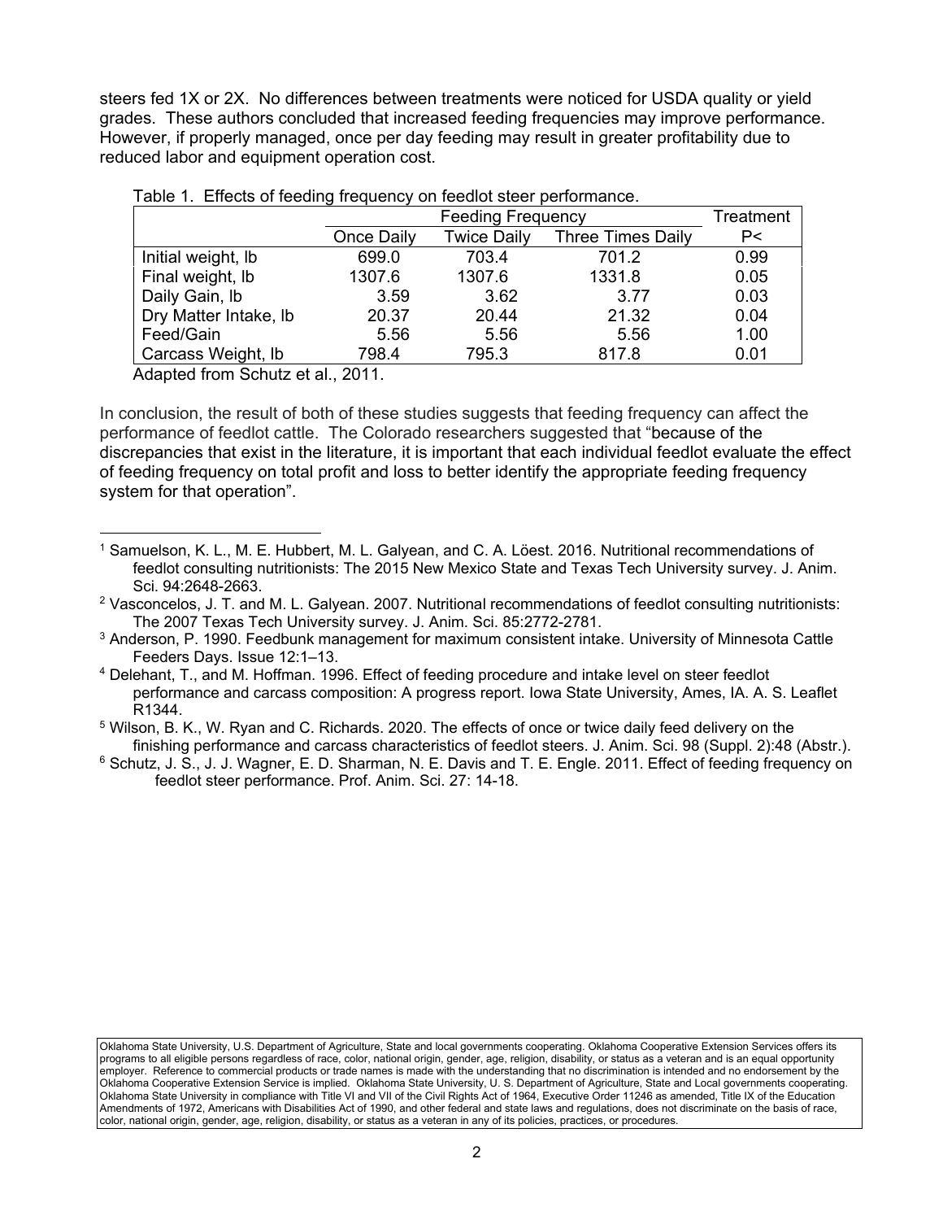steers fed 1X or 2X. No differences between treatments were noticed for USDA quality or yield grades. These authors concluded that increased feeding frequencies may improve performance. However, if properly managed, once per day feeding may result in greater profitability due to reduced labor and equipment operation cost.

Table 1. Effects of feeding frequency on feedlot steer performance.

| | Feeding Frequency | | | Treatment |
|---|---|---|---|---|
| | Once Daily | Twice Daily | Three Times Daily | P< |
| Initial weight, lb | 699.0 | 703.4 | 701.2 | 0.99 |
| Final weight, lb | 1307.6 | 1307.6 | 1331.8 | 0.05 |
| Daily Gain, lb | 3.59 | 3.62 | 3.77 | 0.03 |
| Dry Matter Intake, lb | 20.37 | 20.44 | 21.32 | 0.04 |
| Feed/Gain | 5.56 | 5.56 | 5.56 | 1.00 |
| Carcass Weight, lb | 798.4 | 795.3 | 817.8 | 0.01 |

Adapted from Schutz et al., 2011.

In conclusion, the result of both of these studies suggests that feeding frequency can affect the performance of feedlot cattle. The Colorado researchers suggested that "because of the discrepancies that exist in the literature, it is important that each individual feedlot evaluate the effect of feeding frequency on total profit and loss to better identify the appropriate feeding frequency system for that operation".

[1] Samuelson, K. L., M. E. Hubbert, M. L. Galyean, and C. A. Löest. 2016. Nutritional recommendations of feedlot consulting nutritionists: The 2015 New Mexico State and Texas Tech University survey. J. Anim. Sci. 94:2648-2663.

[2] Vasconcelos, J. T. and M. L. Galyean. 2007. Nutritional recommendations of feedlot consulting nutritionists: The 2007 Texas Tech University survey. J. Anim. Sci. 85:2772-2781.

[3] Anderson, P. 1990. Feedbunk management for maximum consistent intake. University of Minnesota Cattle Feeders Days. Issue 12:1–13.

[4] Delehant, T., and M. Hoffman. 1996. Effect of feeding procedure and intake level on steer feedlot performance and carcass composition: A progress report. Iowa State University, Ames, IA. A. S. Leaflet R1344.

[5] Wilson, B. K., W. Ryan and C. Richards. 2020. The effects of once or twice daily feed delivery on the finishing performance and carcass characteristics of feedlot steers. J. Anim. Sci. 98 (Suppl. 2):48 (Abstr.).

[6] Schutz, J. S., J. J. Wagner, E. D. Sharman, N. E. Davis and T. E. Engle. 2011. Effect of feeding frequency on feedlot steer performance. Prof. Anim. Sci. 27: 14-18.

Oklahoma State University, U.S. Department of Agriculture, State and local governments cooperating. Oklahoma Cooperative Extension Services offers its programs to all eligible persons regardless of race, color, national origin, gender, age, religion, disability, or status as a veteran and is an equal opportunity employer. Reference to commercial products or trade names is made with the understanding that no discrimination is intended and no endorsement by the Oklahoma Cooperative Extension Service is implied. Oklahoma State University, U. S. Department of Agriculture, State and Local governments cooperating. Oklahoma State University in compliance with Title VI and VII of the Civil Rights Act of 1964, Executive Order 11246 as amended, Title IX of the Education Amendments of 1972, Americans with Disabilities Act of 1990, and other federal and state laws and regulations, does not discriminate on the basis of race, color, national origin, gender, age, religion, disability, or status as a veteran in any of its policies, practices, or procedures.